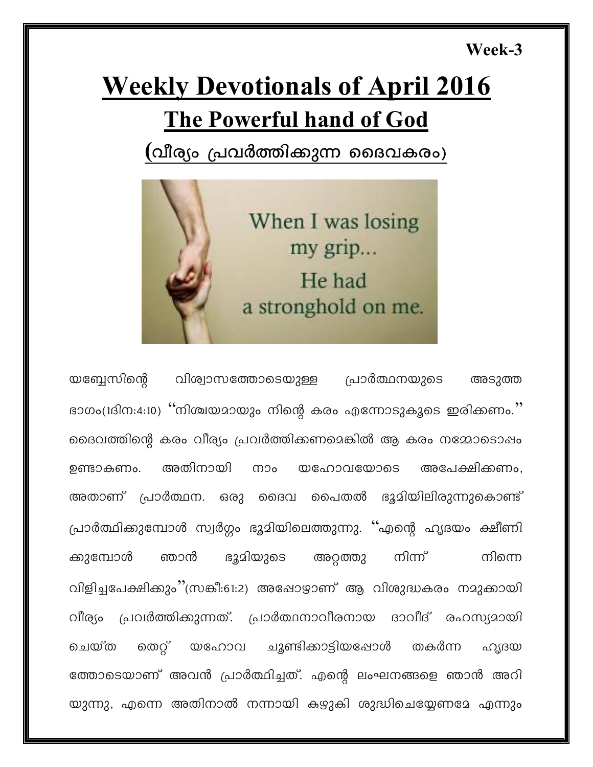Week-3

# Weekly Devotionals of April 2016

## The Powerful hand of God

## (വീര്യം പ്രവർത്തിക്കുന്ന ദൈവകരം)

When I was losing my grip... He had a stronghold on me.

യബ്ബേസിന്റെ വിശ്വാസത്തോടെയുള്ള പ്രാർത്ഥനയുടെ അടുത്ത ഭാഗം(1ദിന:4:10) "നിശ്ചയമായും നിന്റെ കരം എന്നോടുകൂടെ ഇരിക്കണം." ദൈവത്തിന്റെ കരം വീര്യം പ്രവർത്തിക്കണമെങ്കിൽ ആ കരം നമ്മോടൊപ്പം ഉണ്ടാകണം. അതിനായി നാം യഹോവയോടെ അപേക്ഷിക്കണം, അതാണ് പ്രാർത്ഥന. ഒരു ദൈവ പൈതൽ ഭൂമിയിലിരുന്നുകൊണ്ട് പ്രാർത്ഥിക്കുമ്പോൾ സ്വർഗ്ഗം ഭൂമിയിലെത്തുന്നു. "എന്റെ ഹൃദയം ക്ഷീണി ക്കുമ്പോൾ ഞാൻ ഭൂമിയുടെ അറ്റത്തു നിന്ന് നിന്നെ വിളിച്ചപേക്ഷിക്കും"(സങ്കീ:61:2) അപ്പോഴാണ് ആ വിശുദ്ധകരം നമുക്കായി വീര്യം പ്രവർത്തിക്കുന്നത്. പ്രാർത്ഥനാവീരനായ ദാവീദ് രഹസ്യമായി ചെയ്ത തെറ്റ് യഹോവ ചൂണ്ടിക്കാട്ടിയപ്പോൾ തകർന്ന ഹൃദയ ത്തോടെയാണ് അവൻ പ്രാർത്ഥിച്ചത്. എന്റെ ലംഘനങ്ങളെ ഞാൻ അറി യുന്നു, എന്നെ അതിനാൽ നന്നായി കഴുകി ശുദ്ധിചെയ്യേണമേ എന്നും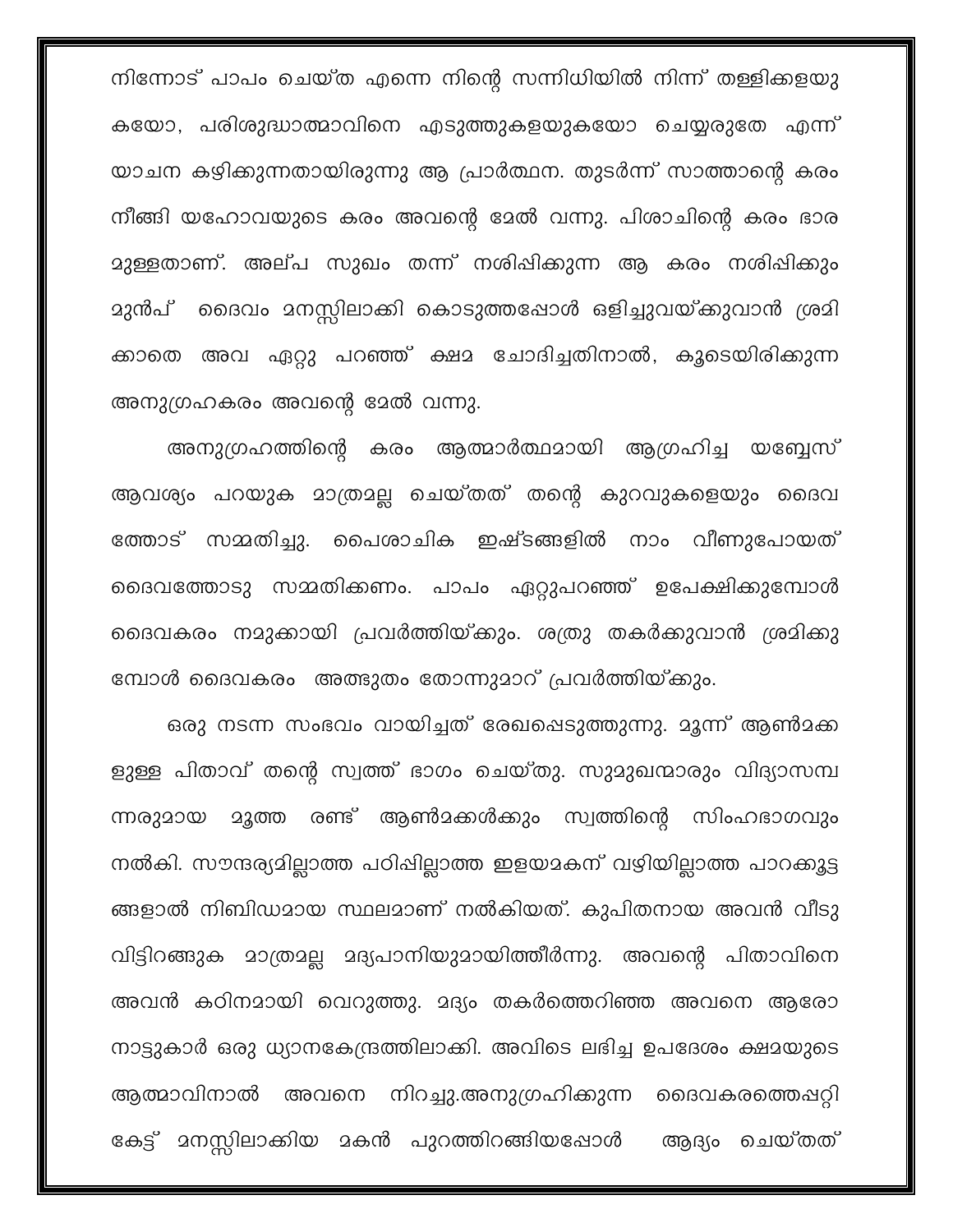നിന്നോട് പാപം ചെയ്ത എന്നെ നിന്റെ സന്നിധിയിൽ നിന്ന് തള്ളിക്കളയുകയോ, പരിശുദ്ധാത്മാവിനെ എടുത്തുകളയുകയോ ചെയ്യരുതേ എന്ന് യാചന കഴിക്കുന്നതായിരുന്നു ആ പ്രാർത്ഥന. തുടർന്ന് സാത്താന്റെ കരം നീങ്ങി യഹോവയുടെ കരം അവന്റെ മേൽ വന്നു. പിശാചിന്റെ കരം ഭാരമുള്ളതാണ്. അല്പ സുഖം തന്ന് നശിപ്പിക്കുന്ന ആ കരം നശിപ്പിക്കും മുൻപ് ദൈവം മനസ്സിലാക്കി കൊടുത്തപ്പോൾ ഒളിച്ചുവയ്ക്കുവാൻ ശ്രമിക്കാതെ അവ ഏറ്റു പറഞ്ഞ് ക്ഷമ ചോദിച്ചതിനാൽ, കൂടെയിരിക്കുന്ന അനുഗ്രഹകരം അവന്റെ മേൽ വന്നു.

അനുഗ്രഹത്തിന്റെ കരം ആത്മാർത്ഥമായി ആഗ്രഹിച്ച യബ്ബേസ് ആവശ്യം പറയുക മാത്രമല്ല ചെയ്തത് തന്റെ കുറവുകളെയും ദൈവത്തോട് സമ്മതിച്ചു. പൈശാചിക ഇഷ്ടങ്ങളിൽ നാം വീണുപോയത് ദൈവത്തോടു സമ്മതിക്കണം. പാപം ഏറ്റുപറഞ്ഞ് ഉപേക്ഷിക്കുമ്പോൾ ദൈവകരം നമുക്കായി പ്രവർത്തിയ്ക്കും. ശത്രു തകർക്കുവാൻ ശ്രമിക്കുമ്പോൾ ദൈവകരം അത്ഭുതം തോന്നുമാറ് പ്രവർത്തിയ്ക്കും.

ഒരു നടന്ന സംഭവം വായിച്ചത് രേഖപ്പെടുത്തുന്നു. മൂന്ന് ആൺമക്കളുള്ള പിതാവ് തന്റെ സ്വത്ത് ഭാഗം ചെയ്തു. സുമുഖന്മാരും വിദ്യാസമ്പന്നരുമായ മൂത്ത രണ്ട് ആൺമക്കൾക്കും സ്വത്തിന്റെ സിംഹഭാഗവും നൽകി. സൗന്ദര്യമില്ലാത്ത പഠിപ്പില്ലാത്ത ഇളയമകന് വഴിയില്ലാത്ത പാറക്കൂട്ടങ്ങളാൽ നിബിഡമായ സ്ഥലമാണ് നൽകിയത്. കുപിതനായ അവൻ വീടുവിട്ടിറങ്ങുക മാത്രമല്ല മദ്യപാനിയുമായിത്തീർന്നു. അവന്റെ പിതാവിനെ അവൻ കഠിനമായി വെറുത്തു. മദ്യം തകർത്തെറിഞ്ഞ അവനെ ആരോ നാട്ടുകാർ ഒരു ധ്യാനകേന്ദ്രത്തിലാക്കി. അവിടെ ലഭിച്ച ഉപദേശം ക്ഷമയുടെ ആത്മാവിനാൽ അവനെ നിറച്ചു.അനുഗ്രഹിക്കുന്ന ദൈവകരത്തെപ്പറ്റി കേട്ട് മനസ്സിലാക്കിയ മകൻ പുറത്തിറങ്ങിയപ്പോൾ ആദ്യം ചെയ്തത്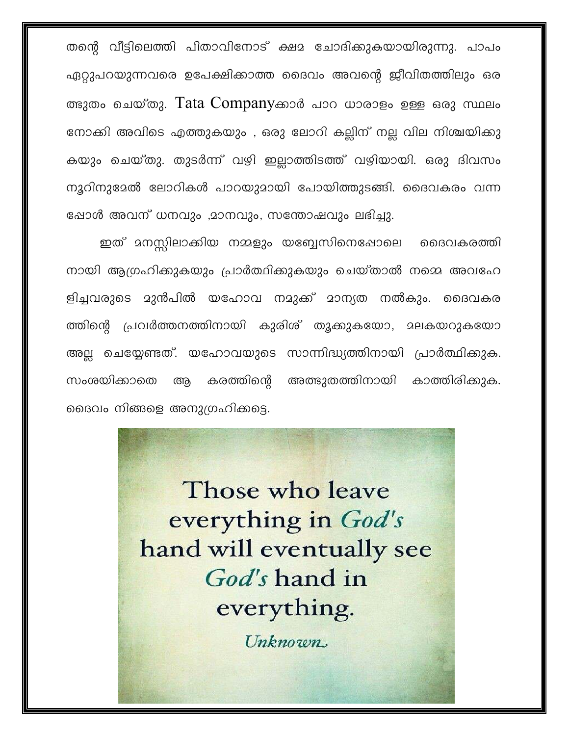തന്റെ വീട്ടിലെത്തി പിതാവിനോട് ക്ഷമ ചോദിക്കുകയായിരുന്നു. പാപം ഏറ്റുപറയുന്നവരെ ഉപേക്ഷിക്കാത്ത ദൈവം അവന്റെ ജീവിതത്തിലും ഒരത്ഭുതം ചെയ്തു. Tata Companyക്കാർ പാറ ധാരാളം ഉള്ള ഒരു സ്ഥലം നോക്കി അവിടെ എത്തുകയും , ഒരു ലോറി കല്ലിന് നല്ല വില നിശ്ചയിക്കുകയും ചെയ്തു. തുടർന്ന് വഴി ഇല്ലാത്തിടത്ത് വഴിയായി. ഒരു ദിവസം നൂറിനുമേൽ ലോറികൾ പാറയുമായി പോയിത്തുടങ്ങി. ദൈവകരം വന്നപ്പോൾ അവന് ധനവും ,മാനവും, സന്തോഷവും ലഭിച്ചു.

ഇത് മനസ്സിലാക്കിയ നമ്മളും യബ്ബേസിനെപ്പോലെ ദൈവകരത്തിനായി ആഗ്രഹിക്കുകയും പ്രാർത്ഥിക്കുകയും ചെയ്താൽ നമ്മെ അവഹേളിച്ചവരുടെ മുൻപിൽ യഹോവ നമുക്ക് മാന്യത നൽകും. ദൈവകരത്തിന്റെ പ്രവർത്തനത്തിനായി കുരിശ് തൂക്കുകയോ, മലകയറുകയോ അല്ല ചെയ്യേണ്ടത്. യഹോവയുടെ സാന്നിദ്ധ്യത്തിനായി പ്രാർത്ഥിക്കുക. സംശയിക്കാതെ ആ കരത്തിന്റെ അത്ഭുതത്തിനായി കാത്തിരിക്കുക. ദൈവം നിങ്ങളെ അനുഗ്രഹിക്കട്ടെ.

Those who leave everything in *God's* hand will eventually see *God's* hand in everything.

*Unknown*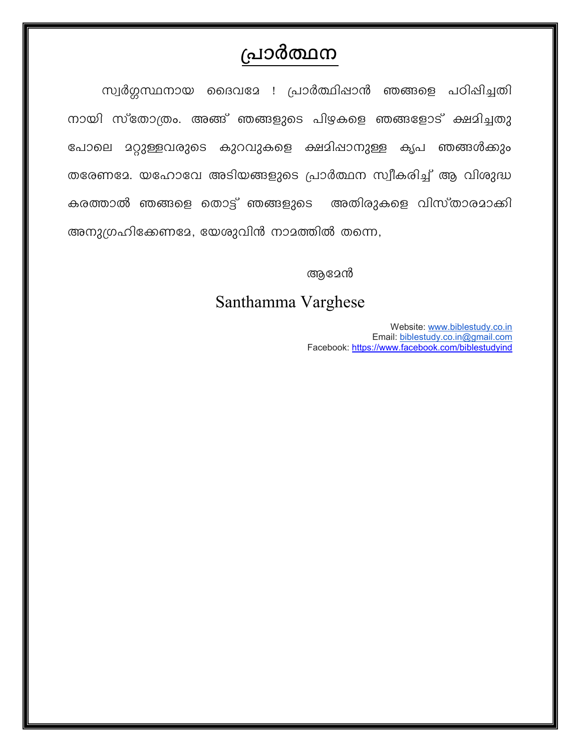# പ്രാർത്ഥന

സ്വർഗ്ഗസ്ഥനായ ദൈവമേ ! പ്രാർത്ഥിപ്പാൻ ഞങ്ങളെ പഠിപ്പിച്ചതിനായി സ്തോത്രം. അങ്ങ് ഞങ്ങളുടെ പിഴകളെ ഞങ്ങളോട് ക്ഷമിച്ചതു പോലെ മറ്റുള്ളവരുടെ കുറവുകളെ ക്ഷമിപ്പാനുള്ള കൃപ ഞങ്ങൾക്കും തരേണമേ. യഹോവേ അടിയങ്ങളുടെ പ്രാർത്ഥന സ്വീകരിച്ച് ആ വിശുദ്ധ കരത്താൽ ഞങ്ങളെ തൊട്ട് ഞങ്ങളുടെ അതിരുകളെ വിസ്താരമാക്കി അനുഗ്രഹിക്കേണമേ, യേശുവിൻ നാമത്തിൽ തന്നെ,

ആമേൻ

Santhamma Varghese

Website: www.biblestudy.co.in
Email: biblestudy.co.in@gmail.com
Facebook: https://www.facebook.com/biblestudyind